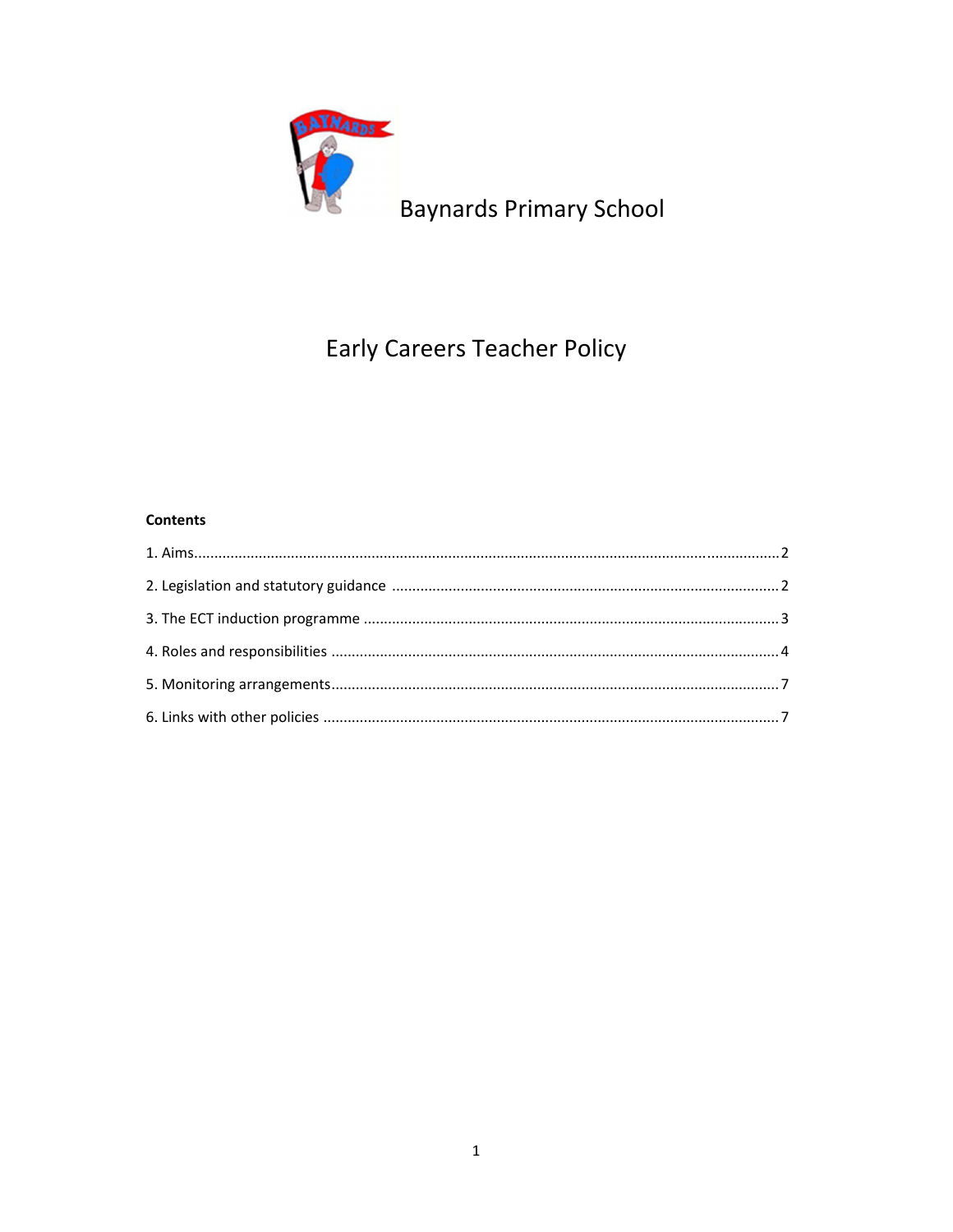Baynards Primary School

# Early Careers Teacher Policy

**Contents**

1. Aims.......................................................................................................................................2
2. Legislation and statutory guidance .................................................................................2
3. The ECT induction programme ........................................................................................3
4. Roles and responsibilities ...............................................................................................4
5. Monitoring arrangements.................................................................................................7
6. Links with other policies ..................................................................................................7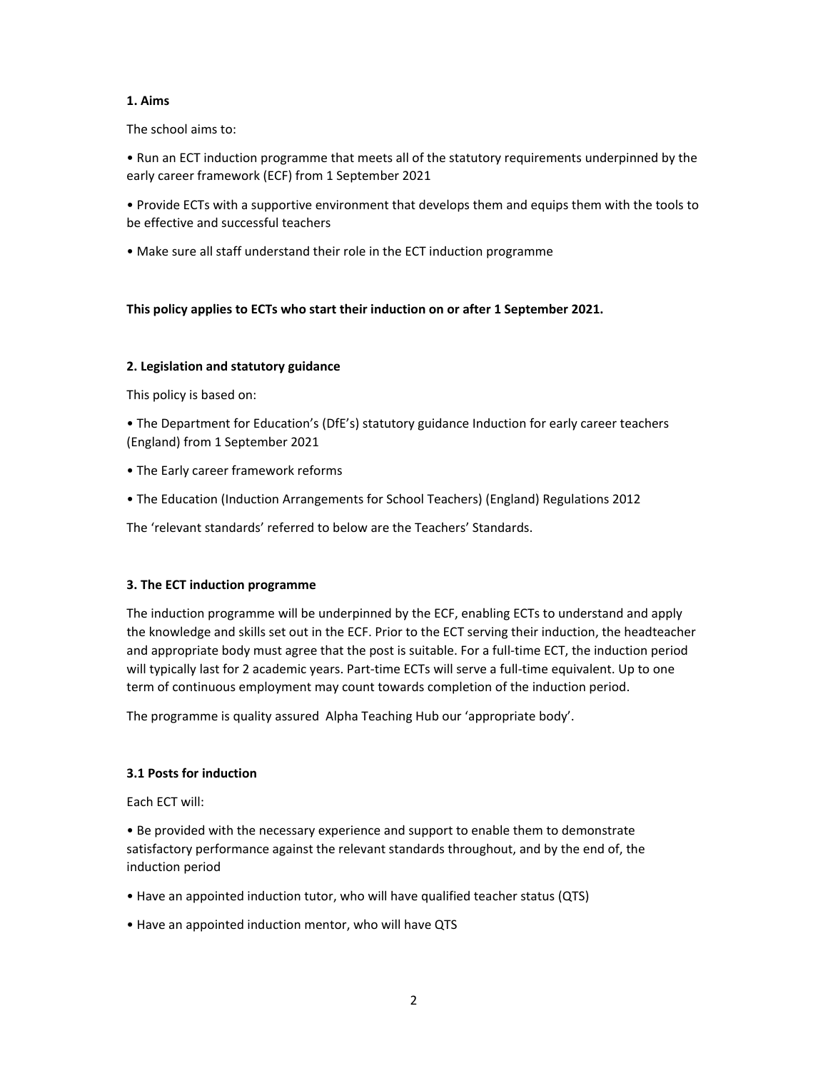**1. Aims**

The school aims to:

- Run an ECT induction programme that meets all of the statutory requirements underpinned by the early career framework (ECF) from 1 September 2021
- Provide ECTs with a supportive environment that develops them and equips them with the tools to be effective and successful teachers
- Make sure all staff understand their role in the ECT induction programme

**This policy applies to ECTs who start their induction on or after 1 September 2021.**

**2. Legislation and statutory guidance**

This policy is based on:

- The Department for Education's (DfE's) statutory guidance Induction for early career teachers (England) from 1 September 2021
- The Early career framework reforms
- The Education (Induction Arrangements for School Teachers) (England) Regulations 2012

The 'relevant standards' referred to below are the Teachers' Standards.

**3. The ECT induction programme**

The induction programme will be underpinned by the ECF, enabling ECTs to understand and apply the knowledge and skills set out in the ECF. Prior to the ECT serving their induction, the headteacher and appropriate body must agree that the post is suitable. For a full-time ECT, the induction period will typically last for 2 academic years. Part-time ECTs will serve a full-time equivalent. Up to one term of continuous employment may count towards completion of the induction period.

The programme is quality assured  Alpha Teaching Hub our 'appropriate body'.

**3.1 Posts for induction**

Each ECT will:

- Be provided with the necessary experience and support to enable them to demonstrate satisfactory performance against the relevant standards throughout, and by the end of, the induction period
- Have an appointed induction tutor, who will have qualified teacher status (QTS)
- Have an appointed induction mentor, who will have QTS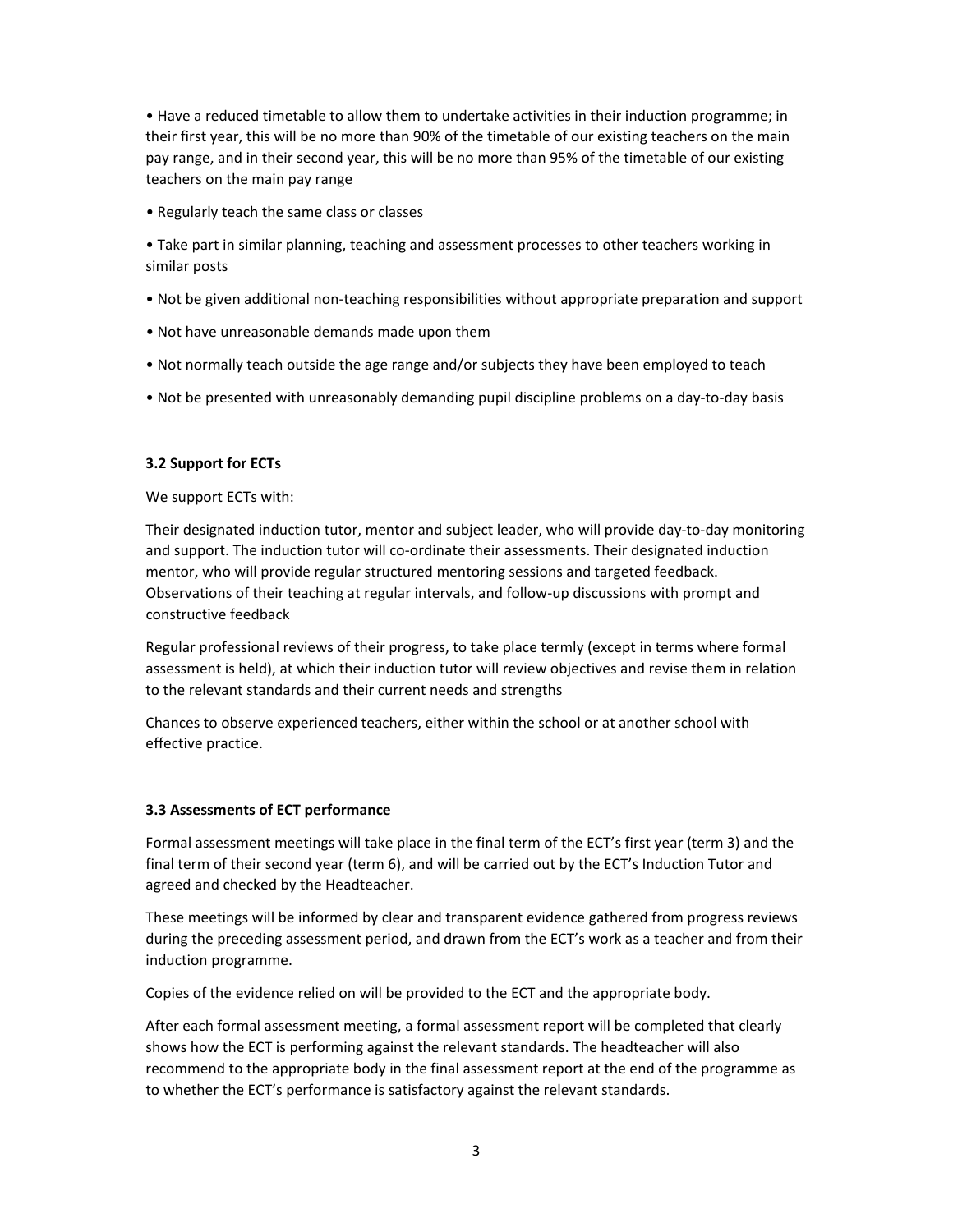- Have a reduced timetable to allow them to undertake activities in their induction programme; in their first year, this will be no more than 90% of the timetable of our existing teachers on the main pay range, and in their second year, this will be no more than 95% of the timetable of our existing teachers on the main pay range
- Regularly teach the same class or classes
- Take part in similar planning, teaching and assessment processes to other teachers working in similar posts
- Not be given additional non-teaching responsibilities without appropriate preparation and support
- Not have unreasonable demands made upon them
- Not normally teach outside the age range and/or subjects they have been employed to teach
- Not be presented with unreasonably demanding pupil discipline problems on a day-to-day basis

**3.2 Support for ECTs**

We support ECTs with:

Their designated induction tutor, mentor and subject leader, who will provide day-to-day monitoring and support. The induction tutor will co-ordinate their assessments. Their designated induction mentor, who will provide regular structured mentoring sessions and targeted feedback. Observations of their teaching at regular intervals, and follow-up discussions with prompt and constructive feedback

Regular professional reviews of their progress, to take place termly (except in terms where formal assessment is held), at which their induction tutor will review objectives and revise them in relation to the relevant standards and their current needs and strengths

Chances to observe experienced teachers, either within the school or at another school with effective practice.

**3.3 Assessments of ECT performance**

Formal assessment meetings will take place in the final term of the ECT's first year (term 3) and the final term of their second year (term 6), and will be carried out by the ECT's Induction Tutor and agreed and checked by the Headteacher.

These meetings will be informed by clear and transparent evidence gathered from progress reviews during the preceding assessment period, and drawn from the ECT's work as a teacher and from their induction programme.

Copies of the evidence relied on will be provided to the ECT and the appropriate body.

After each formal assessment meeting, a formal assessment report will be completed that clearly shows how the ECT is performing against the relevant standards. The headteacher will also recommend to the appropriate body in the final assessment report at the end of the programme as to whether the ECT's performance is satisfactory against the relevant standards.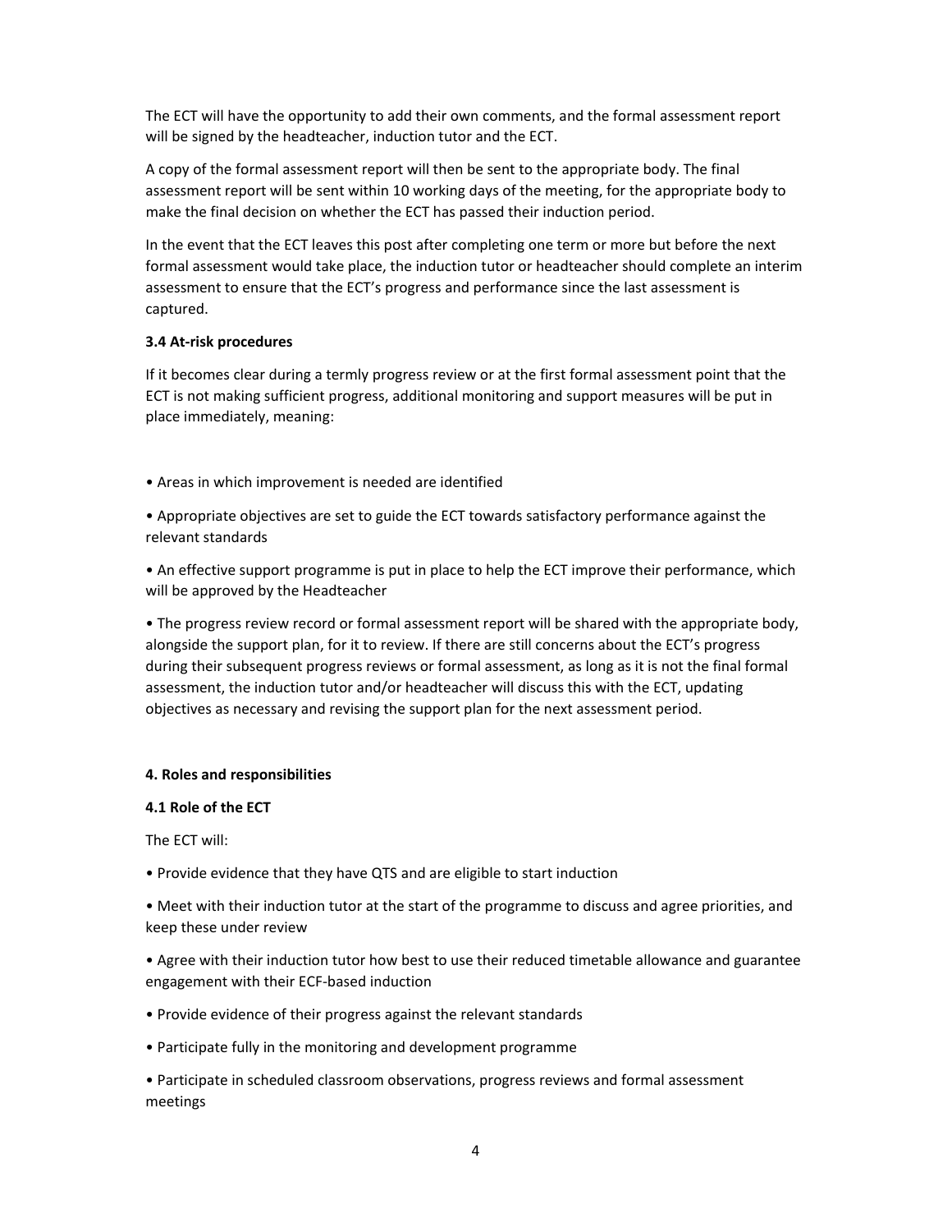The ECT will have the opportunity to add their own comments, and the formal assessment report will be signed by the headteacher, induction tutor and the ECT.

A copy of the formal assessment report will then be sent to the appropriate body. The final assessment report will be sent within 10 working days of the meeting, for the appropriate body to make the final decision on whether the ECT has passed their induction period.

In the event that the ECT leaves this post after completing one term or more but before the next formal assessment would take place, the induction tutor or headteacher should complete an interim assessment to ensure that the ECT's progress and performance since the last assessment is captured.

### 3.4 At-risk procedures

If it becomes clear during a termly progress review or at the first formal assessment point that the ECT is not making sufficient progress, additional monitoring and support measures will be put in place immediately, meaning:

- Areas in which improvement is needed are identified
- Appropriate objectives are set to guide the ECT towards satisfactory performance against the relevant standards
- An effective support programme is put in place to help the ECT improve their performance, which will be approved by the Headteacher
- The progress review record or formal assessment report will be shared with the appropriate body, alongside the support plan, for it to review. If there are still concerns about the ECT's progress during their subsequent progress reviews or formal assessment, as long as it is not the final formal assessment, the induction tutor and/or headteacher will discuss this with the ECT, updating objectives as necessary and revising the support plan for the next assessment period.

## 4. Roles and responsibilities

### 4.1 Role of the ECT

The ECT will:

- Provide evidence that they have QTS and are eligible to start induction
- Meet with their induction tutor at the start of the programme to discuss and agree priorities, and keep these under review
- Agree with their induction tutor how best to use their reduced timetable allowance and guarantee engagement with their ECF-based induction
- Provide evidence of their progress against the relevant standards
- Participate fully in the monitoring and development programme
- Participate in scheduled classroom observations, progress reviews and formal assessment meetings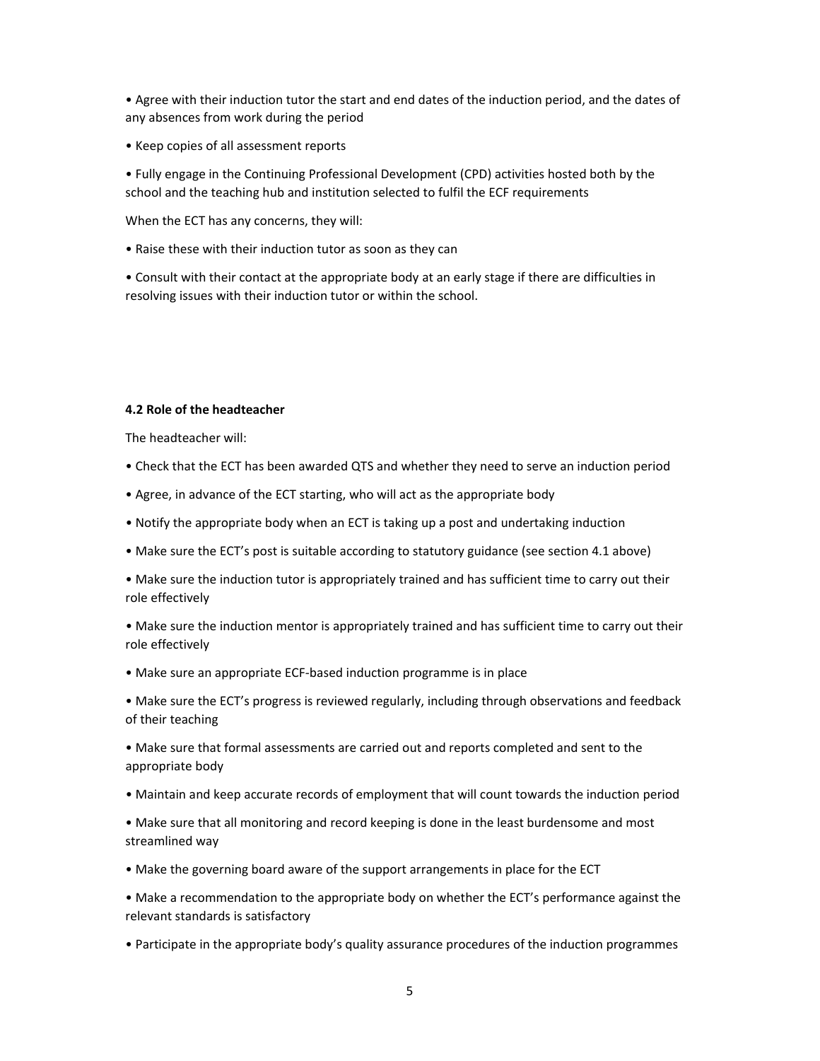- Agree with their induction tutor the start and end dates of the induction period, and the dates of any absences from work during the period
- Keep copies of all assessment reports
- Fully engage in the Continuing Professional Development (CPD) activities hosted both by the school and the teaching hub and institution selected to fulfil the ECF requirements

When the ECT has any concerns, they will:

- Raise these with their induction tutor as soon as they can
- Consult with their contact at the appropriate body at an early stage if there are difficulties in resolving issues with their induction tutor or within the school.

**4.2 Role of the headteacher**

The headteacher will:

- Check that the ECT has been awarded QTS and whether they need to serve an induction period
- Agree, in advance of the ECT starting, who will act as the appropriate body
- Notify the appropriate body when an ECT is taking up a post and undertaking induction
- Make sure the ECT's post is suitable according to statutory guidance (see section 4.1 above)
- Make sure the induction tutor is appropriately trained and has sufficient time to carry out their role effectively
- Make sure the induction mentor is appropriately trained and has sufficient time to carry out their role effectively
- Make sure an appropriate ECF-based induction programme is in place
- Make sure the ECT's progress is reviewed regularly, including through observations and feedback of their teaching
- Make sure that formal assessments are carried out and reports completed and sent to the appropriate body
- Maintain and keep accurate records of employment that will count towards the induction period
- Make sure that all monitoring and record keeping is done in the least burdensome and most streamlined way
- Make the governing board aware of the support arrangements in place for the ECT
- Make a recommendation to the appropriate body on whether the ECT's performance against the relevant standards is satisfactory
- Participate in the appropriate body's quality assurance procedures of the induction programmes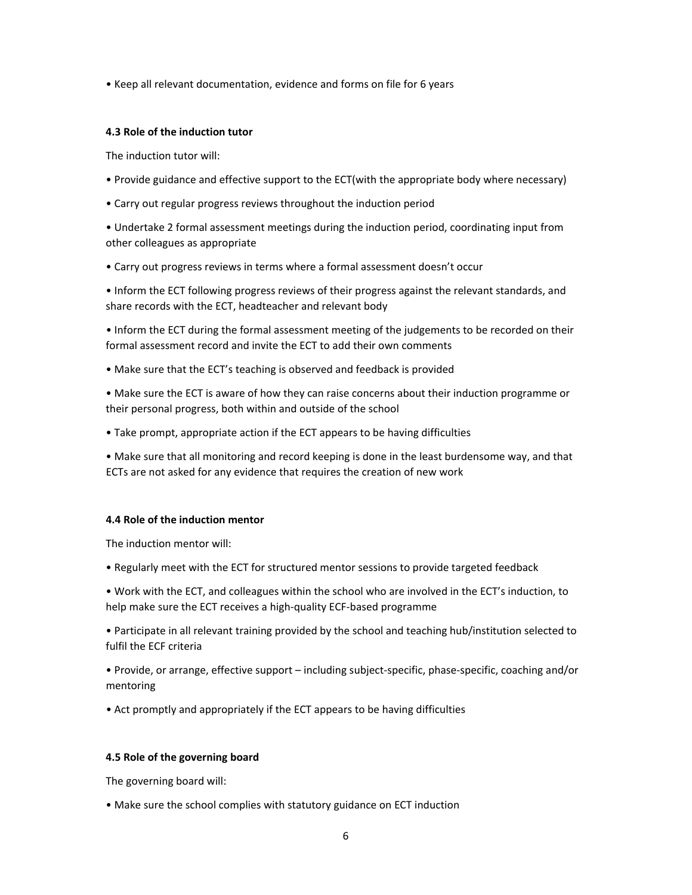- Keep all relevant documentation, evidence and forms on file for 6 years

### 4.3 Role of the induction tutor

The induction tutor will:

- Provide guidance and effective support to the ECT(with the appropriate body where necessary)
- Carry out regular progress reviews throughout the induction period
- Undertake 2 formal assessment meetings during the induction period, coordinating input from other colleagues as appropriate
- Carry out progress reviews in terms where a formal assessment doesn't occur
- Inform the ECT following progress reviews of their progress against the relevant standards, and share records with the ECT, headteacher and relevant body
- Inform the ECT during the formal assessment meeting of the judgements to be recorded on their formal assessment record and invite the ECT to add their own comments
- Make sure that the ECT's teaching is observed and feedback is provided
- Make sure the ECT is aware of how they can raise concerns about their induction programme or their personal progress, both within and outside of the school
- Take prompt, appropriate action if the ECT appears to be having difficulties
- Make sure that all monitoring and record keeping is done in the least burdensome way, and that ECTs are not asked for any evidence that requires the creation of new work

### 4.4 Role of the induction mentor

The induction mentor will:

- Regularly meet with the ECT for structured mentor sessions to provide targeted feedback
- Work with the ECT, and colleagues within the school who are involved in the ECT's induction, to help make sure the ECT receives a high-quality ECF-based programme
- Participate in all relevant training provided by the school and teaching hub/institution selected to fulfil the ECF criteria
- Provide, or arrange, effective support – including subject-specific, phase-specific, coaching and/or mentoring
- Act promptly and appropriately if the ECT appears to be having difficulties

### 4.5 Role of the governing board

The governing board will:

- Make sure the school complies with statutory guidance on ECT induction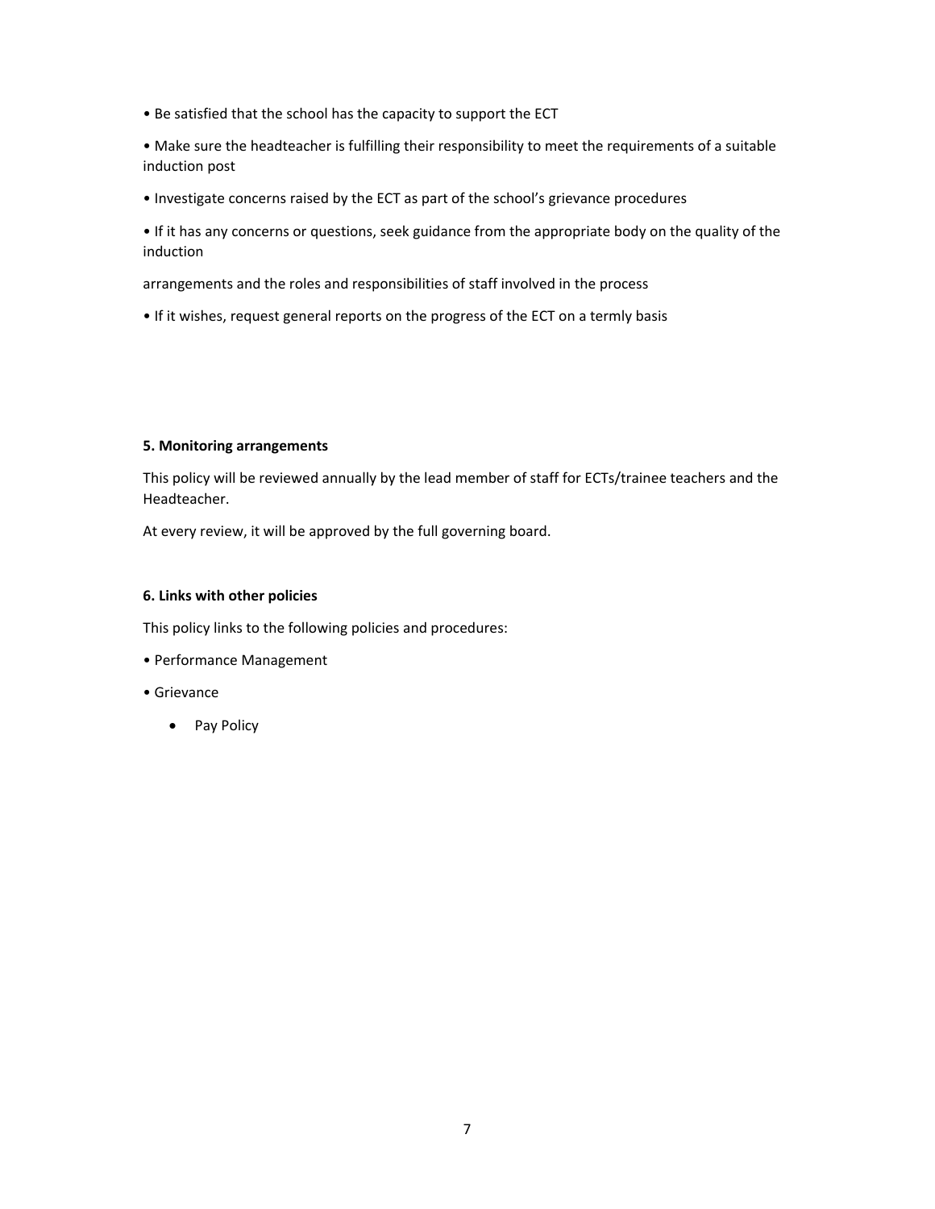- Be satisfied that the school has the capacity to support the ECT
- Make sure the headteacher is fulfilling their responsibility to meet the requirements of a suitable induction post
- Investigate concerns raised by the ECT as part of the school's grievance procedures
- If it has any concerns or questions, seek guidance from the appropriate body on the quality of the induction

arrangements and the roles and responsibilities of staff involved in the process

- If it wishes, request general reports on the progress of the ECT on a termly basis

**5. Monitoring arrangements**

This policy will be reviewed annually by the lead member of staff for ECTs/trainee teachers and the Headteacher.

At every review, it will be approved by the full governing board.

**6. Links with other policies**

This policy links to the following policies and procedures:

- Performance Management
- Grievance
- Pay Policy